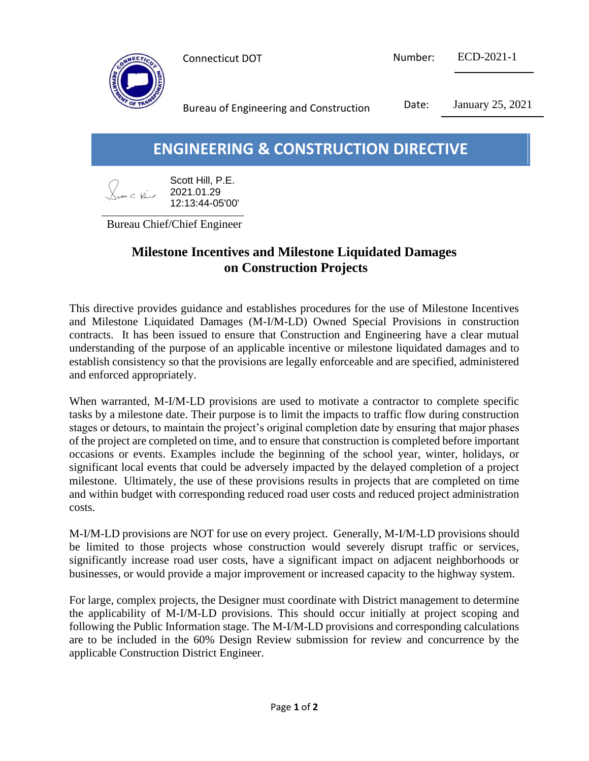Connecticut DOT

Number: ECD-2021-1

Bureau of Engineering and Construction

Date: January 25, 2021

# ENGINEERING & CONSTRUCTION DIRECTIVE

Scott Hill, P.E.
2021.01.29
12:13:44-05'00'

Bureau Chief/Chief Engineer

## Milestone Incentives and Milestone Liquidated Damages on Construction Projects

This directive provides guidance and establishes procedures for the use of Milestone Incentives and Milestone Liquidated Damages (M-I/M-LD) Owned Special Provisions in construction contracts. It has been issued to ensure that Construction and Engineering have a clear mutual understanding of the purpose of an applicable incentive or milestone liquidated damages and to establish consistency so that the provisions are legally enforceable and are specified, administered and enforced appropriately.

When warranted, M-I/M-LD provisions are used to motivate a contractor to complete specific tasks by a milestone date. Their purpose is to limit the impacts to traffic flow during construction stages or detours, to maintain the project's original completion date by ensuring that major phases of the project are completed on time, and to ensure that construction is completed before important occasions or events. Examples include the beginning of the school year, winter, holidays, or significant local events that could be adversely impacted by the delayed completion of a project milestone. Ultimately, the use of these provisions results in projects that are completed on time and within budget with corresponding reduced road user costs and reduced project administration costs.

M-I/M-LD provisions are NOT for use on every project. Generally, M-I/M-LD provisions should be limited to those projects whose construction would severely disrupt traffic or services, significantly increase road user costs, have a significant impact on adjacent neighborhoods or businesses, or would provide a major improvement or increased capacity to the highway system.

For large, complex projects, the Designer must coordinate with District management to determine the applicability of M-I/M-LD provisions. This should occur initially at project scoping and following the Public Information stage. The M-I/M-LD provisions and corresponding calculations are to be included in the 60% Design Review submission for review and concurrence by the applicable Construction District Engineer.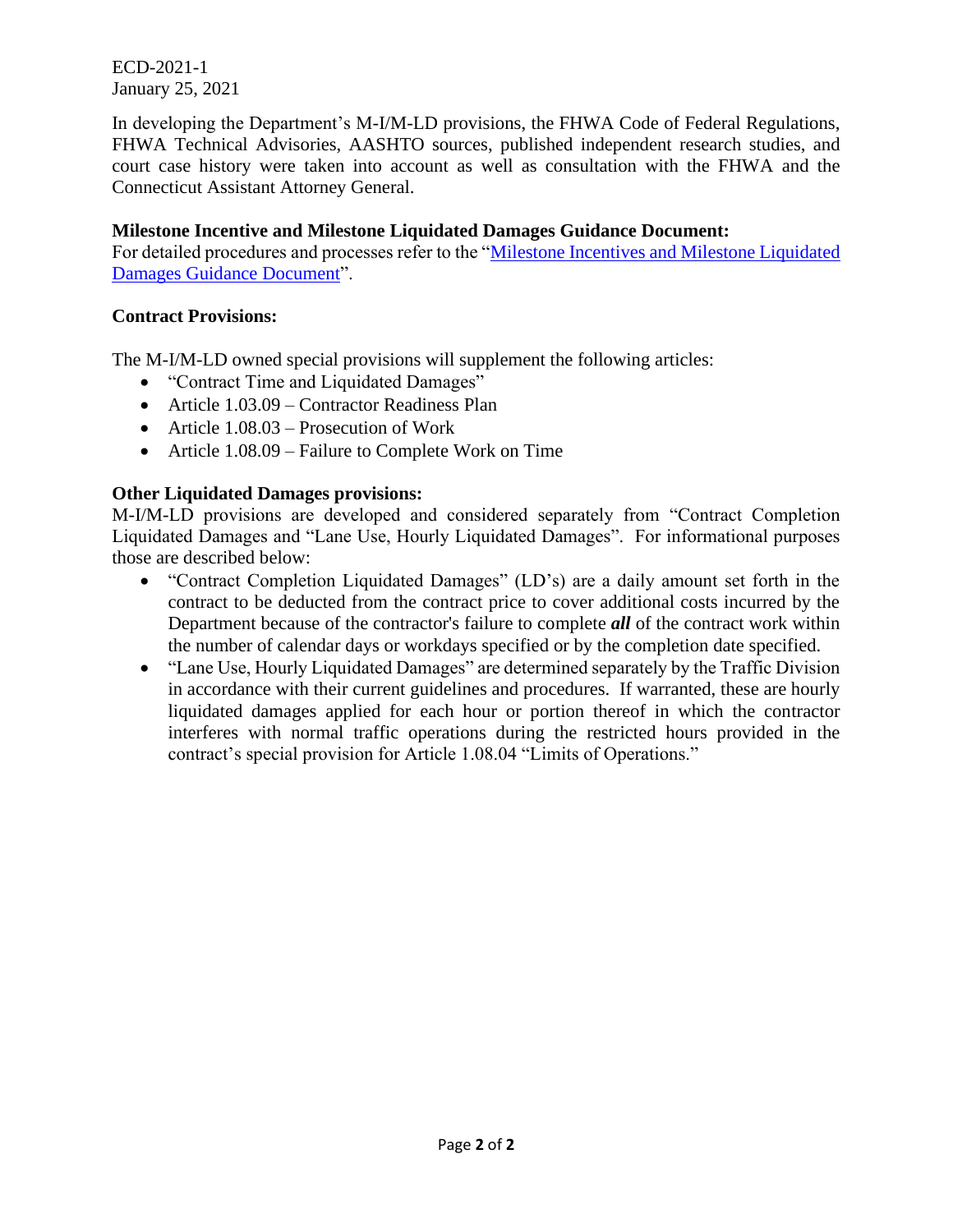ECD-2021-1
January 25, 2021

In developing the Department's M-I/M-LD provisions, the FHWA Code of Federal Regulations, FHWA Technical Advisories, AASHTO sources, published independent research studies, and court case history were taken into account as well as consultation with the FHWA and the Connecticut Assistant Attorney General.

**Milestone Incentive and Milestone Liquidated Damages Guidance Document:**
For detailed procedures and processes refer to the "Milestone Incentives and Milestone Liquidated Damages Guidance Document".

**Contract Provisions:**

The M-I/M-LD owned special provisions will supplement the following articles:

- "Contract Time and Liquidated Damages"
- Article 1.03.09 – Contractor Readiness Plan
- Article 1.08.03 – Prosecution of Work
- Article 1.08.09 – Failure to Complete Work on Time

**Other Liquidated Damages provisions:**
M-I/M-LD provisions are developed and considered separately from "Contract Completion Liquidated Damages and "Lane Use, Hourly Liquidated Damages". For informational purposes those are described below:

- "Contract Completion Liquidated Damages" (LD's) are a daily amount set forth in the contract to be deducted from the contract price to cover additional costs incurred by the Department because of the contractor's failure to complete ***all*** of the contract work within the number of calendar days or workdays specified or by the completion date specified.
- "Lane Use, Hourly Liquidated Damages" are determined separately by the Traffic Division in accordance with their current guidelines and procedures. If warranted, these are hourly liquidated damages applied for each hour or portion thereof in which the contractor interferes with normal traffic operations during the restricted hours provided in the contract's special provision for Article 1.08.04 "Limits of Operations."